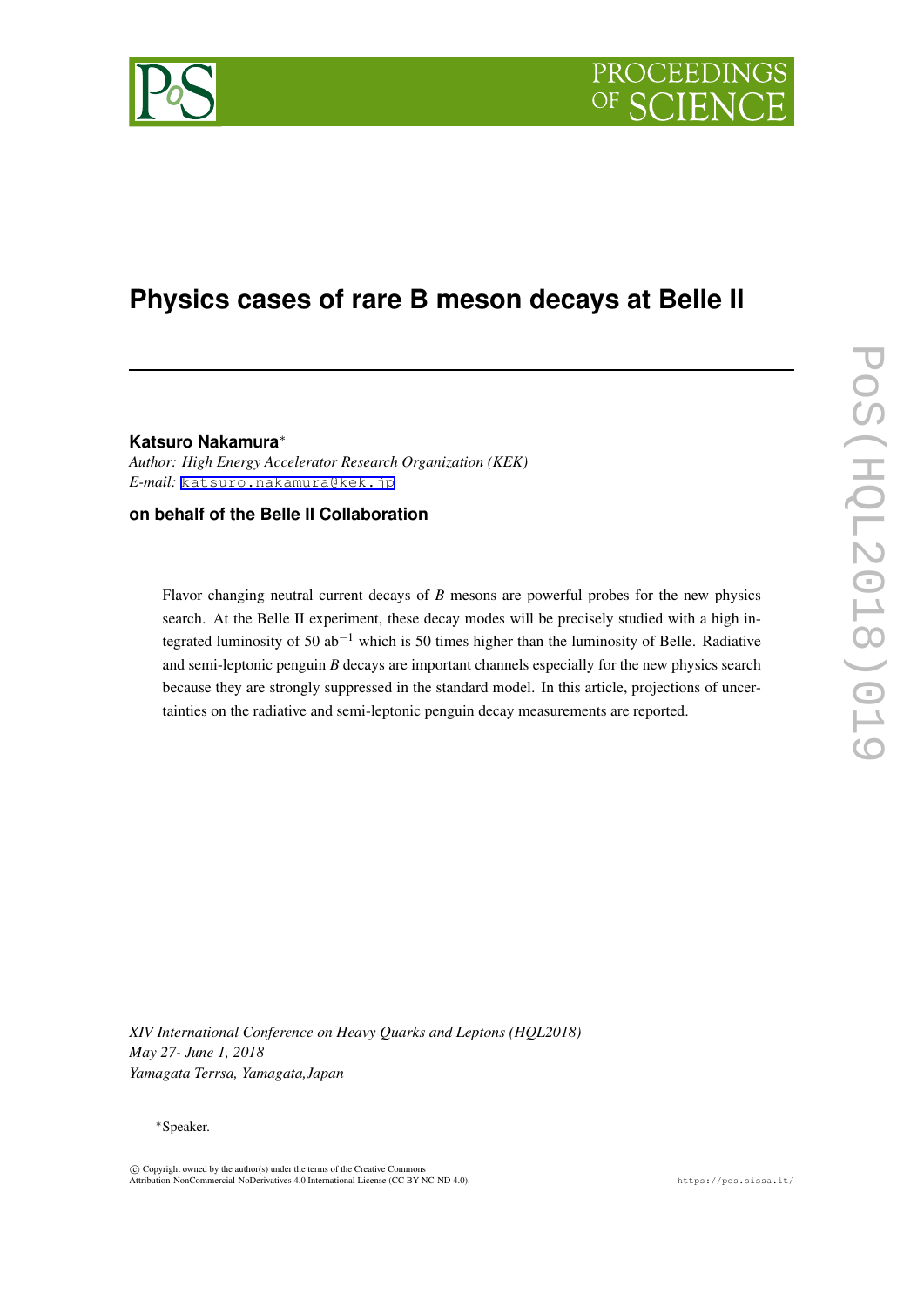# Physics cases of rare B meson decays at Belle II

**Katsuro Nakamura***

*Author: High Energy Accelerator Research Organization (KEK)*
*E-mail:* katsuro.nakamura@kek.jp

**on behalf of the Belle II Collaboration**

Flavor changing neutral current decays of $B$ mesons are powerful probes for the new physics search. At the Belle II experiment, these decay modes will be precisely studied with a high integrated luminosity of 50 ab$^{-1}$ which is 50 times higher than the luminosity of Belle. Radiative and semi-leptonic penguin $B$ decays are important channels especially for the new physics search because they are strongly suppressed in the standard model. In this article, projections of uncertainties on the radiative and semi-leptonic penguin decay measurements are reported.

*XIV International Conference on Heavy Quarks and Leptons (HQL2018)*
*May 27- June 1, 2018*
*Yamagata Terrsa, Yamagata,Japan*

*Speaker.

© Copyright owned by the author(s) under the terms of the Creative Commons Attribution-NonCommercial-NoDerivatives 4.0 International License (CC BY-NC-ND 4.0).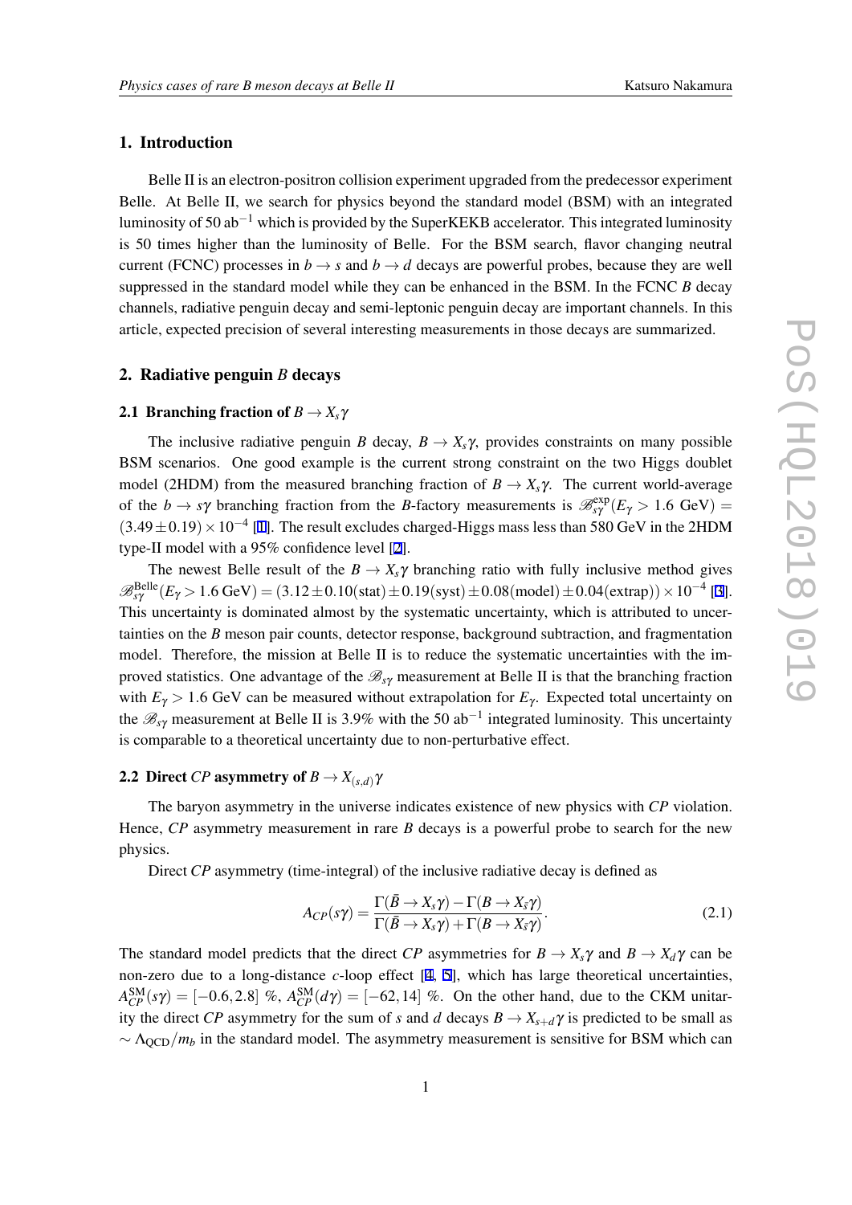## 1. Introduction

Belle II is an electron-positron collision experiment upgraded from the predecessor experiment Belle. At Belle II, we search for physics beyond the standard model (BSM) with an integrated luminosity of 50 ab$^{-1}$ which is provided by the SuperKEKB accelerator. This integrated luminosity is 50 times higher than the luminosity of Belle. For the BSM search, flavor changing neutral current (FCNC) processes in $b \to s$ and $b \to d$ decays are powerful probes, because they are well suppressed in the standard model while they can be enhanced in the BSM. In the FCNC $B$ decay channels, radiative penguin decay and semi-leptonic penguin decay are important channels. In this article, expected precision of several interesting measurements in those decays are summarized.

## 2. Radiative penguin $B$ decays

### 2.1 Branching fraction of $B \to X_s\gamma$

The inclusive radiative penguin $B$ decay, $B \to X_s\gamma$, provides constraints on many possible BSM scenarios. One good example is the current strong constraint on the two Higgs doublet model (2HDM) from the measured branching fraction of $B \to X_s\gamma$. The current world-average of the $b \to s\gamma$ branching fraction from the $B$-factory measurements is $\mathscr{B}^{\rm exp}_{s\gamma}(E_\gamma > 1.6 \text{ GeV}) = (3.49 \pm 0.19) \times 10^{-4}$ [1]. The result excludes charged-Higgs mass less than 580 GeV in the 2HDM type-II model with a 95% confidence level [2].

The newest Belle result of the $B \to X_s\gamma$ branching ratio with fully inclusive method gives $\mathscr{B}^{\rm Belle}_{s\gamma}(E_\gamma > 1.6 \text{ GeV}) = (3.12 \pm 0.10(\text{stat}) \pm 0.19(\text{syst}) \pm 0.08(\text{model}) \pm 0.04(\text{extrap})) \times 10^{-4}$ [3]. This uncertainty is dominated almost by the systematic uncertainty, which is attributed to uncertainties on the $B$ meson pair counts, detector response, background subtraction, and fragmentation model. Therefore, the mission at Belle II is to reduce the systematic uncertainties with the improved statistics. One advantage of the $\mathscr{B}_{s\gamma}$ measurement at Belle II is that the branching fraction with $E_\gamma > 1.6$ GeV can be measured without extrapolation for $E_\gamma$. Expected total uncertainty on the $\mathscr{B}_{s\gamma}$ measurement at Belle II is 3.9% with the 50 ab$^{-1}$ integrated luminosity. This uncertainty is comparable to a theoretical uncertainty due to non-perturbative effect.

### 2.2 Direct $CP$ asymmetry of $B \to X_{(s,d)}\gamma$

The baryon asymmetry in the universe indicates existence of new physics with $CP$ violation. Hence, $CP$ asymmetry measurement in rare $B$ decays is a powerful probe to search for the new physics.

Direct $CP$ asymmetry (time-integral) of the inclusive radiative decay is defined as

$$A_{CP}(s\gamma) = \frac{\Gamma(\bar{B} \to X_s\gamma) - \Gamma(B \to X_{\bar{s}}\gamma)}{\Gamma(\bar{B} \to X_s\gamma) + \Gamma(B \to X_{\bar{s}}\gamma)}. \tag{2.1}$$

The standard model predicts that the direct $CP$ asymmetries for $B \to X_s\gamma$ and $B \to X_d\gamma$ can be non-zero due to a long-distance $c$-loop effect [4, 5], which has large theoretical uncertainties, $A^{\rm SM}_{CP}(s\gamma) = [-0.6, 2.8]$ %, $A^{\rm SM}_{CP}(d\gamma) = [-62, 14]$ %. On the other hand, due to the CKM unitarity the direct $CP$ asymmetry for the sum of $s$ and $d$ decays $B \to X_{s+d}\gamma$ is predicted to be small as $\sim \Lambda_{\rm QCD}/m_b$ in the standard model. The asymmetry measurement is sensitive for BSM which can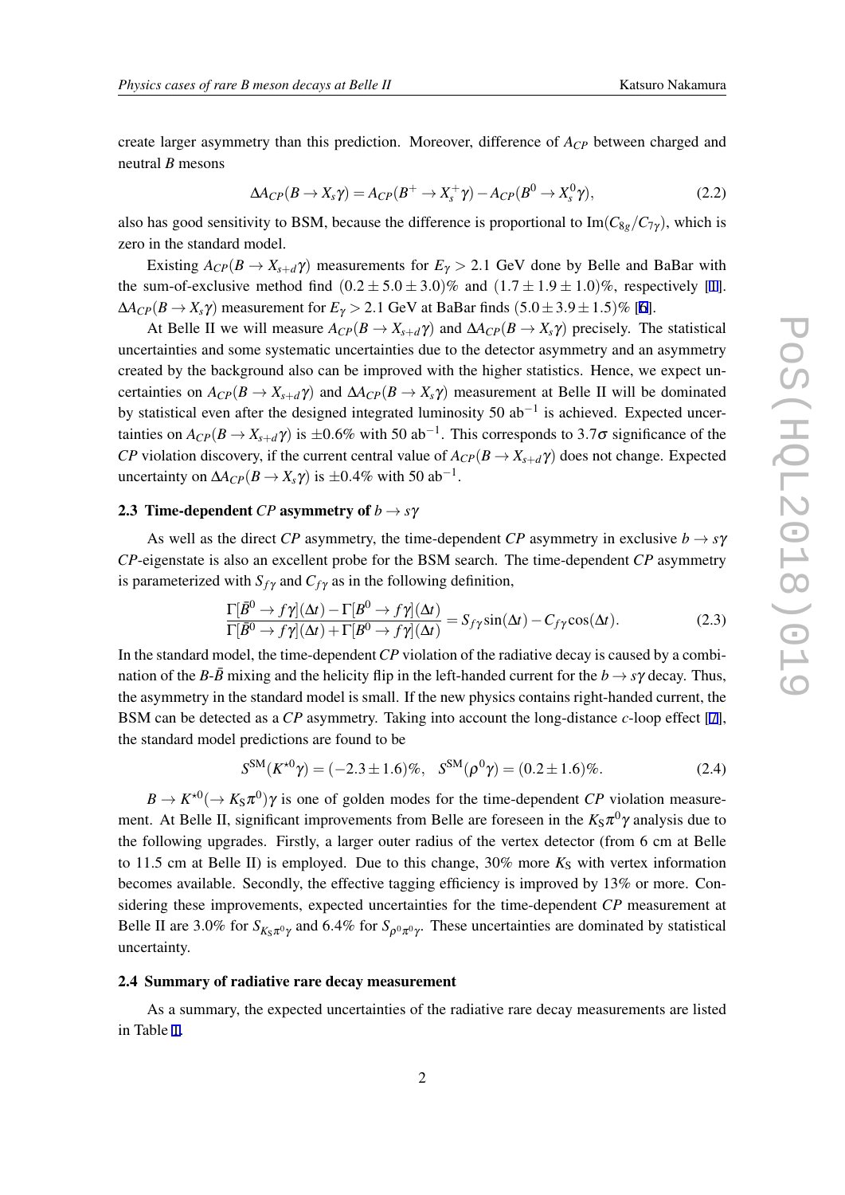create larger asymmetry than this prediction. Moreover, difference of $A_{CP}$ between charged and neutral $B$ mesons

$$\Delta A_{CP}(B \to X_s \gamma) = A_{CP}(B^+ \to X_s^+ \gamma) - A_{CP}(B^0 \to X_s^0 \gamma), \tag{2.2}$$

also has good sensitivity to BSM, because the difference is proportional to $\mathrm{Im}(C_{8g}/C_{7\gamma})$, which is zero in the standard model.

Existing $A_{CP}(B \to X_{s+d}\gamma)$ measurements for $E_\gamma > 2.1$ GeV done by Belle and BaBar with the sum-of-exclusive method find $(0.2 \pm 5.0 \pm 3.0)\%$ and $(1.7 \pm 1.9 \pm 1.0)\%$, respectively [1]. $\Delta A_{CP}(B \to X_s \gamma)$ measurement for $E_\gamma > 2.1$ GeV at BaBar finds $(5.0 \pm 3.9 \pm 1.5)\%$ [6].

At Belle II we will measure $A_{CP}(B \to X_{s+d}\gamma)$ and $\Delta A_{CP}(B \to X_s \gamma)$ precisely. The statistical uncertainties and some systematic uncertainties due to the detector asymmetry and an asymmetry created by the background also can be improved with the higher statistics. Hence, we expect uncertainties on $A_{CP}(B \to X_{s+d}\gamma)$ and $\Delta A_{CP}(B \to X_s \gamma)$ measurement at Belle II will be dominated by statistical even after the designed integrated luminosity 50 ab$^{-1}$ is achieved. Expected uncertainties on $A_{CP}(B \to X_{s+d}\gamma)$ is $\pm 0.6\%$ with 50 ab$^{-1}$. This corresponds to $3.7\sigma$ significance of the $CP$ violation discovery, if the current central value of $A_{CP}(B \to X_{s+d}\gamma)$ does not change. Expected uncertainty on $\Delta A_{CP}(B \to X_s \gamma)$ is $\pm 0.4\%$ with 50 ab$^{-1}$.

### 2.3 Time-dependent *CP* asymmetry of $b \to s\gamma$

As well as the direct $CP$ asymmetry, the time-dependent $CP$ asymmetry in exclusive $b \to s\gamma$ $CP$-eigenstate is also an excellent probe for the BSM search. The time-dependent $CP$ asymmetry is parameterized with $S_{f\gamma}$ and $C_{f\gamma}$ as in the following definition,

$$\frac{\Gamma[\bar{B}^0 \to f\gamma](\Delta t) - \Gamma[B^0 \to f\gamma](\Delta t)}{\Gamma[\bar{B}^0 \to f\gamma](\Delta t) + \Gamma[B^0 \to f\gamma](\Delta t)} = S_{f\gamma} \sin(\Delta t) - C_{f\gamma} \cos(\Delta t). \tag{2.3}$$

In the standard model, the time-dependent $CP$ violation of the radiative decay is caused by a combination of the $B$-$\bar{B}$ mixing and the helicity flip in the left-handed current for the $b \to s\gamma$ decay. Thus, the asymmetry in the standard model is small. If the new physics contains right-handed current, the BSM can be detected as a $CP$ asymmetry. Taking into account the long-distance $c$-loop effect [7], the standard model predictions are found to be

$$S^{\mathrm{SM}}(K^{*0}\gamma) = (-2.3 \pm 1.6)\%, \quad S^{\mathrm{SM}}(\rho^0\gamma) = (0.2 \pm 1.6)\%. \tag{2.4}$$

$B \to K^{*0}(\to K_S \pi^0)\gamma$ is one of golden modes for the time-dependent $CP$ violation measurement. At Belle II, significant improvements from Belle are foreseen in the $K_S\pi^0\gamma$ analysis due to the following upgrades. Firstly, a larger outer radius of the vertex detector (from 6 cm at Belle to 11.5 cm at Belle II) is employed. Due to this change, 30% more $K_S$ with vertex information becomes available. Secondly, the effective tagging efficiency is improved by 13% or more. Considering these improvements, expected uncertainties for the time-dependent $CP$ measurement at Belle II are 3.0% for $S_{K_S\pi^0\gamma}$ and 6.4% for $S_{\rho^0\pi^0\gamma}$. These uncertainties are dominated by statistical uncertainty.

### 2.4 Summary of radiative rare decay measurement

As a summary, the expected uncertainties of the radiative rare decay measurements are listed in Table 1.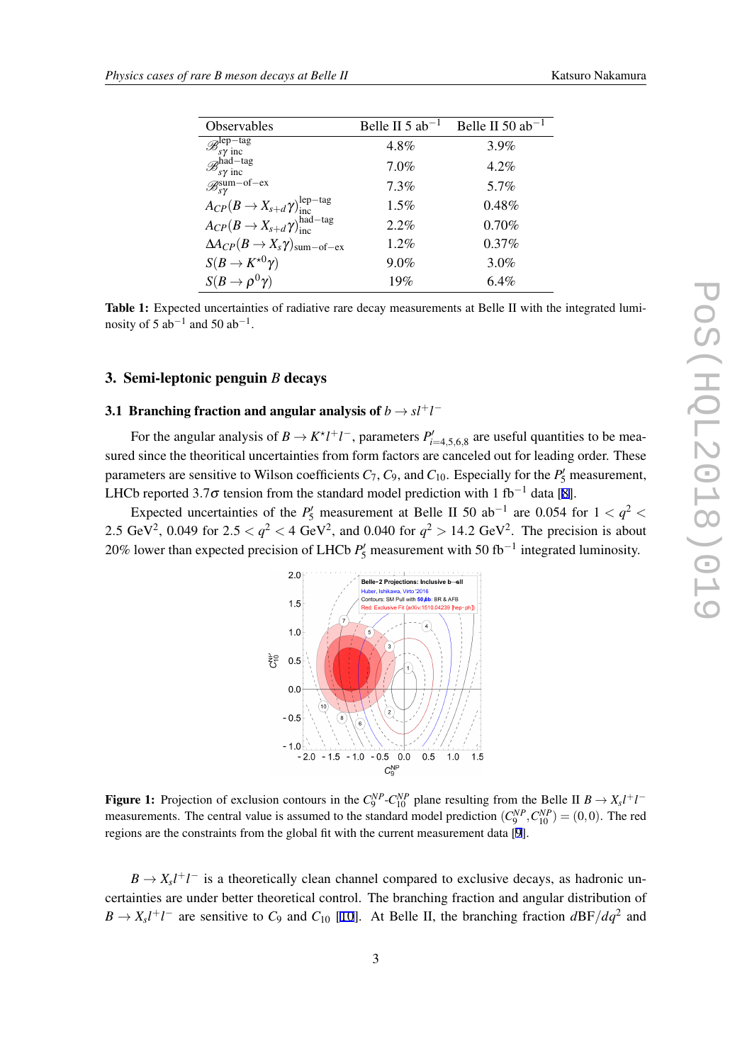| Observables | Belle II 5 ab$^{-1}$ | Belle II 50 ab$^{-1}$ |
|---|---|---|
| $\mathscr{B}^{\text{lep-tag}}_{s\gamma\text{ inc}}$ | 4.8% | 3.9% |
| $\mathscr{B}^{\text{had-tag}}_{s\gamma\text{ inc}}$ | 7.0% | 4.2% |
| $\mathscr{B}^{\text{sum-of-ex}}_{s\gamma}$ | 7.3% | 5.7% |
| $A_{CP}(B \to X_{s+d}\gamma)^{\text{lep-tag}}_{\text{inc}}$ | 1.5% | 0.48% |
| $A_{CP}(B \to X_{s+d}\gamma)^{\text{had-tag}}_{\text{inc}}$ | 2.2% | 0.70% |
| $\Delta A_{CP}(B \to X_s\gamma)_{\text{sum-of-ex}}$ | 1.2% | 0.37% |
| $S(B \to K^{*0}\gamma)$ | 9.0% | 3.0% |
| $S(B \to \rho^0\gamma)$ | 19% | 6.4% |

**Table 1:** Expected uncertainties of radiative rare decay measurements at Belle II with the integrated luminosity of 5 ab$^{-1}$ and 50 ab$^{-1}$.

## 3. Semi-leptonic penguin $B$ decays

### 3.1 Branching fraction and angular analysis of $b \to sl^+l^-$

For the angular analysis of $B \to K^*l^+l^-$, parameters $P'_{i=4,5,6,8}$ are useful quantities to be measured since the theoritical uncertainties from form factors are canceled out for leading order. These parameters are sensitive to Wilson coefficients $C_7$, $C_9$, and $C_{10}$. Especially for the $P'_5$ measurement, LHCb reported 3.7$\sigma$ tension from the standard model prediction with 1 fb$^{-1}$ data [8].

Expected uncertainties of the $P'_5$ measurement at Belle II 50 ab$^{-1}$ are 0.054 for $1 < q^2 < 2.5$ GeV$^2$, 0.049 for $2.5 < q^2 < 4$ GeV$^2$, and 0.040 for $q^2 > 14.2$ GeV$^2$. The precision is about 20% lower than expected precision of LHCb $P'_5$ measurement with 50 fb$^{-1}$ integrated luminosity.

**Figure 1:** Projection of exclusion contours in the $C_9^{NP}$-$C_{10}^{NP}$ plane resulting from the Belle II $B \to X_sl^+l^-$ measurements. The central value is assumed to the standard model prediction $(C_9^{NP}, C_{10}^{NP}) = (0,0)$. The red regions are the constraints from the global fit with the current measurement data [9].

$B \to X_sl^+l^-$ is a theoretically clean channel compared to exclusive decays, as hadronic uncertainties are under better theoretical control. The branching fraction and angular distribution of $B \to X_sl^+l^-$ are sensitive to $C_9$ and $C_{10}$ [10]. At Belle II, the branching fraction $d\text{BF}/dq^2$ and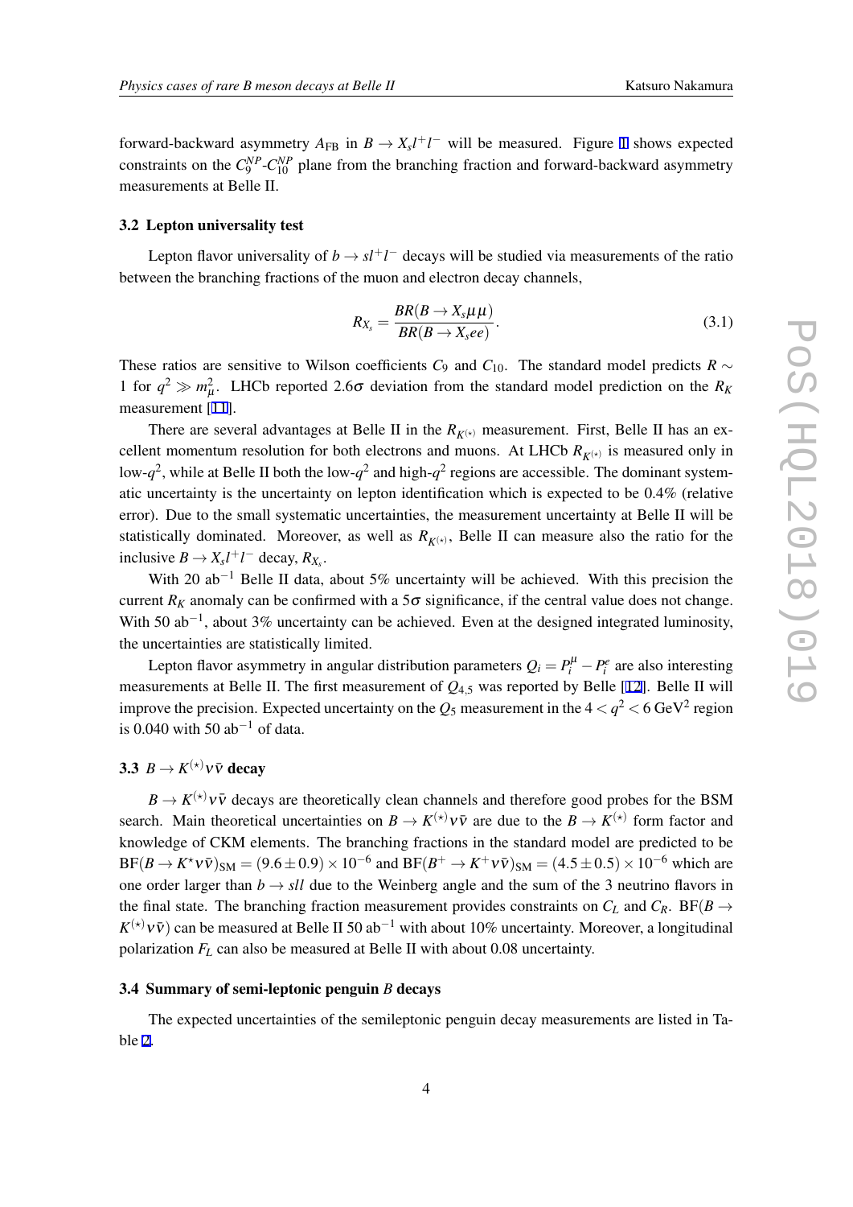forward-backward asymmetry $A_{\rm FB}$ in $B \to X_s l^+ l^-$ will be measured. Figure 1 shows expected constraints on the $C_9^{NP}$-$C_{10}^{NP}$ plane from the branching fraction and forward-backward asymmetry measurements at Belle II.

### 3.2 Lepton universality test

Lepton flavor universality of $b \to s l^+ l^-$ decays will be studied via measurements of the ratio between the branching fractions of the muon and electron decay channels,

$$R_{X_s} = \frac{BR(B \to X_s \mu\mu)}{BR(B \to X_s ee)}. \tag{3.1}$$

These ratios are sensitive to Wilson coefficients $C_9$ and $C_{10}$. The standard model predicts $R \sim 1$ for $q^2 \gg m_\mu^2$. LHCb reported $2.6\sigma$ deviation from the standard model prediction on the $R_K$ measurement [11].

There are several advantages at Belle II in the $R_{K^{(*)}}$ measurement. First, Belle II has an excellent momentum resolution for both electrons and muons. At LHCb $R_{K^{(*)}}$ is measured only in low-$q^2$, while at Belle II both the low-$q^2$ and high-$q^2$ regions are accessible. The dominant systematic uncertainty is the uncertainty on lepton identification which is expected to be 0.4% (relative error). Due to the small systematic uncertainties, the measurement uncertainty at Belle II will be statistically dominated. Moreover, as well as $R_{K^{(*)}}$, Belle II can measure also the ratio for the inclusive $B \to X_s l^+ l^-$ decay, $R_{X_s}$.

With 20 ab$^{-1}$ Belle II data, about 5% uncertainty will be achieved. With this precision the current $R_K$ anomaly can be confirmed with a $5\sigma$ significance, if the central value does not change. With 50 ab$^{-1}$, about 3% uncertainty can be achieved. Even at the designed integrated luminosity, the uncertainties are statistically limited.

Lepton flavor asymmetry in angular distribution parameters $Q_i = P_i^\mu - P_i^e$ are also interesting measurements at Belle II. The first measurement of $Q_{4,5}$ was reported by Belle [12]. Belle II will improve the precision. Expected uncertainty on the $Q_5$ measurement in the $4 < q^2 < 6$ GeV$^2$ region is 0.040 with 50 ab$^{-1}$ of data.

### 3.3 $B \to K^{(*)} \nu\bar{\nu}$ decay

$B \to K^{(*)} \nu\bar{\nu}$ decays are theoretically clean channels and therefore good probes for the BSM search. Main theoretical uncertainties on $B \to K^{(*)} \nu\bar{\nu}$ are due to the $B \to K^{(*)}$ form factor and knowledge of CKM elements. The branching fractions in the standard model are predicted to be $\mathrm{BF}(B \to K^* \nu\bar{\nu})_{\rm SM} = (9.6 \pm 0.9) \times 10^{-6}$ and $\mathrm{BF}(B^+ \to K^+ \nu\bar{\nu})_{\rm SM} = (4.5 \pm 0.5) \times 10^{-6}$ which are one order larger than $b \to sll$ due to the Weinberg angle and the sum of the 3 neutrino flavors in the final state. The branching fraction measurement provides constraints on $C_L$ and $C_R$. $\mathrm{BF}(B \to K^{(*)} \nu\bar{\nu})$ can be measured at Belle II 50 ab$^{-1}$ with about 10% uncertainty. Moreover, a longitudinal polarization $F_L$ can also be measured at Belle II with about 0.08 uncertainty.

### 3.4 Summary of semi-leptonic penguin $B$ decays

The expected uncertainties of the semileptonic penguin decay measurements are listed in Table 2.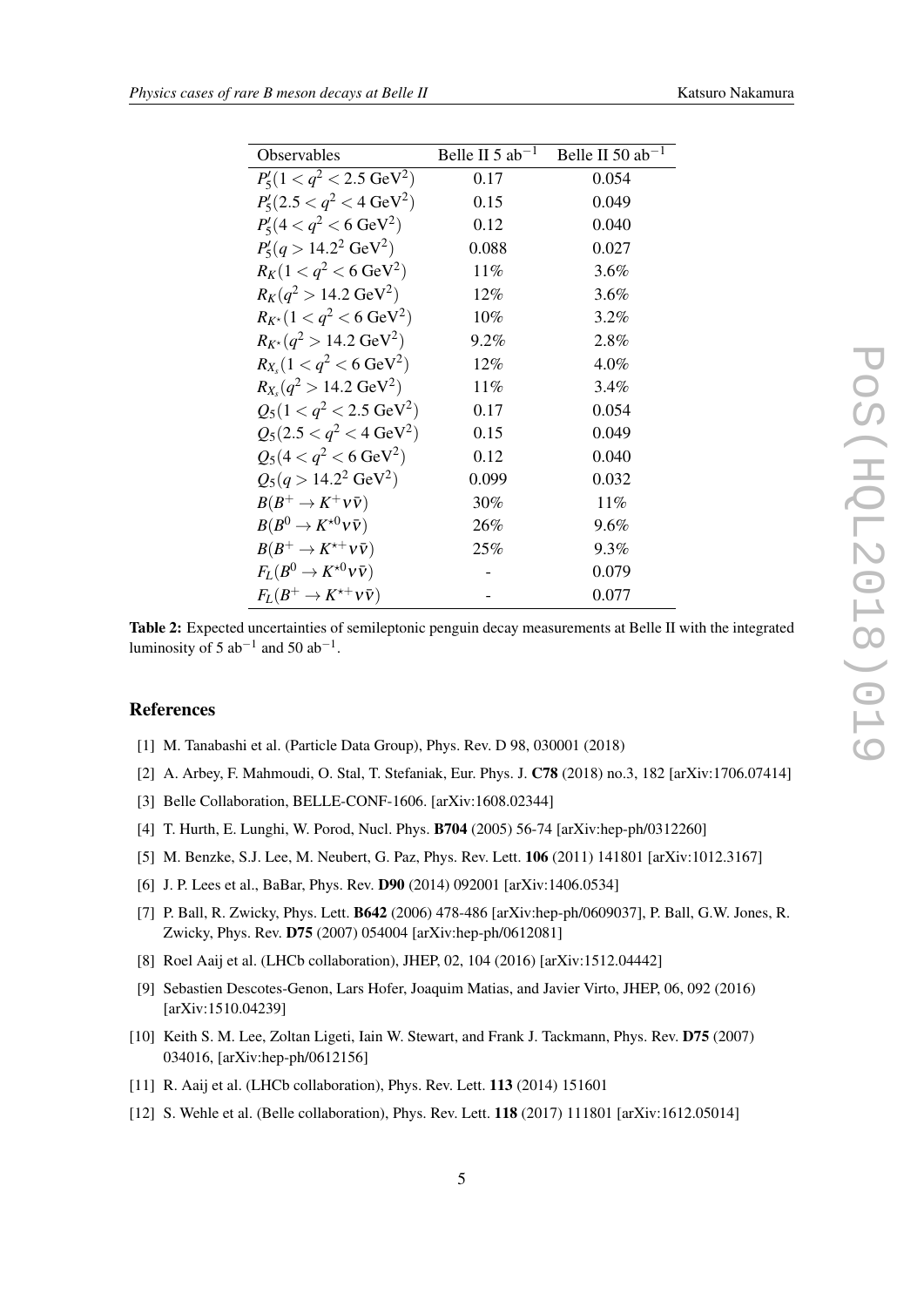| Observables | Belle II 5 ab$^{-1}$ | Belle II 50 ab$^{-1}$ |
|---|---|---|
| $P_5'(1 < q^2 < 2.5\ \text{GeV}^2)$ | 0.17 | 0.054 |
| $P_5'(2.5 < q^2 < 4\ \text{GeV}^2)$ | 0.15 | 0.049 |
| $P_5'(4 < q^2 < 6\ \text{GeV}^2)$ | 0.12 | 0.040 |
| $P_5'(q > 14.2^2\ \text{GeV}^2)$ | 0.088 | 0.027 |
| $R_K(1 < q^2 < 6\ \text{GeV}^2)$ | 11% | 3.6% |
| $R_K(q^2 > 14.2\ \text{GeV}^2)$ | 12% | 3.6% |
| $R_{K^*}(1 < q^2 < 6\ \text{GeV}^2)$ | 10% | 3.2% |
| $R_{K^*}(q^2 > 14.2\ \text{GeV}^2)$ | 9.2% | 2.8% |
| $R_{X_s}(1 < q^2 < 6\ \text{GeV}^2)$ | 12% | 4.0% |
| $R_{X_s}(q^2 > 14.2\ \text{GeV}^2)$ | 11% | 3.4% |
| $Q_5(1 < q^2 < 2.5\ \text{GeV}^2)$ | 0.17 | 0.054 |
| $Q_5(2.5 < q^2 < 4\ \text{GeV}^2)$ | 0.15 | 0.049 |
| $Q_5(4 < q^2 < 6\ \text{GeV}^2)$ | 0.12 | 0.040 |
| $Q_5(q > 14.2^2\ \text{GeV}^2)$ | 0.099 | 0.032 |
| $B(B^+ \to K^+ \nu\bar{\nu})$ | 30% | 11% |
| $B(B^0 \to K^{*0} \nu\bar{\nu})$ | 26% | 9.6% |
| $B(B^+ \to K^{*+} \nu\bar{\nu})$ | 25% | 9.3% |
| $F_L(B^0 \to K^{*0} \nu\bar{\nu})$ | - | 0.079 |
| $F_L(B^+ \to K^{*+} \nu\bar{\nu})$ | - | 0.077 |

**Table 2:** Expected uncertainties of semileptonic penguin decay measurements at Belle II with the integrated luminosity of 5 ab$^{-1}$ and 50 ab$^{-1}$.

## References

[1] M. Tanabashi et al. (Particle Data Group), Phys. Rev. D 98, 030001 (2018)

[2] A. Arbey, F. Mahmoudi, O. Stal, T. Stefaniak, Eur. Phys. J. **C78** (2018) no.3, 182 [arXiv:1706.07414]

[3] Belle Collaboration, BELLE-CONF-1606. [arXiv:1608.02344]

[4] T. Hurth, E. Lunghi, W. Porod, Nucl. Phys. **B704** (2005) 56-74 [arXiv:hep-ph/0312260]

[5] M. Benzke, S.J. Lee, M. Neubert, G. Paz, Phys. Rev. Lett. **106** (2011) 141801 [arXiv:1012.3167]

[6] J. P. Lees et al., BaBar, Phys. Rev. **D90** (2014) 092001 [arXiv:1406.0534]

[7] P. Ball, R. Zwicky, Phys. Lett. **B642** (2006) 478-486 [arXiv:hep-ph/0609037], P. Ball, G.W. Jones, R. Zwicky, Phys. Rev. **D75** (2007) 054004 [arXiv:hep-ph/0612081]

[8] Roel Aaij et al. (LHCb collaboration), JHEP, 02, 104 (2016) [arXiv:1512.04442]

[9] Sebastien Descotes-Genon, Lars Hofer, Joaquim Matias, and Javier Virto, JHEP, 06, 092 (2016) [arXiv:1510.04239]

[10] Keith S. M. Lee, Zoltan Ligeti, Iain W. Stewart, and Frank J. Tackmann, Phys. Rev. **D75** (2007) 034016, [arXiv:hep-ph/0612156]

[11] R. Aaij et al. (LHCb collaboration), Phys. Rev. Lett. **113** (2014) 151601

[12] S. Wehle et al. (Belle collaboration), Phys. Rev. Lett. **118** (2017) 111801 [arXiv:1612.05014]